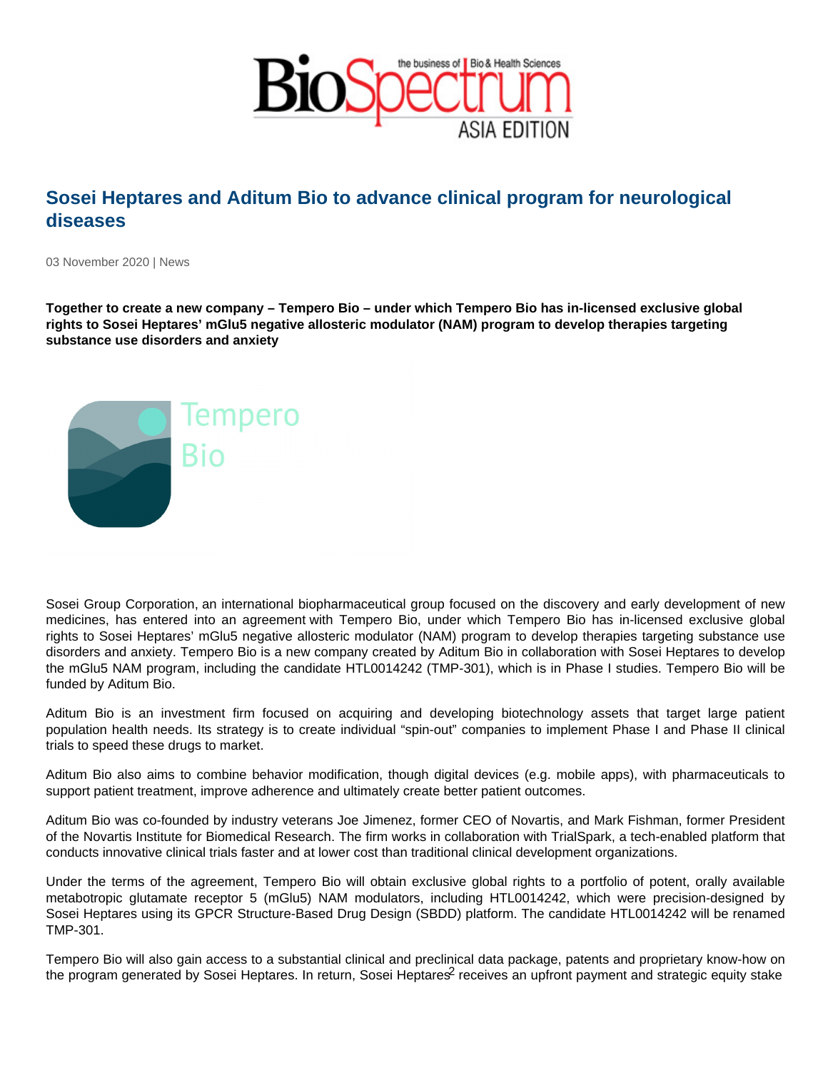# Sosei Heptares and Aditum Bio to advance clinical program for neurological diseases

03 November 2020 | News

**Together to create a new company – Tempero Bio – under which Tempero Bio has in-licensed exclusive global rights to Sosei Heptares' mGlu5 negative allosteric modulator (NAM) program to develop therapies targeting substance use disorders and anxiety**

Sosei Group Corporation, an international biopharmaceutical group focused on the discovery and early development of new medicines, has entered into an agreement with Tempero Bio, under which Tempero Bio has in-licensed exclusive global rights to Sosei Heptares' mGlu5 negative allosteric modulator (NAM) program to develop therapies targeting substance use disorders and anxiety. Tempero Bio is a new company created by Aditum Bio in collaboration with Sosei Heptares to develop the mGlu5 NAM program, including the candidate HTL0014242 (TMP-301), which is in Phase I studies. Tempero Bio will be funded by Aditum Bio.

Aditum Bio is an investment firm focused on acquiring and developing biotechnology assets that target large patient population health needs. Its strategy is to create individual "spin-out" companies to implement Phase I and Phase II clinical trials to speed these drugs to market.

Aditum Bio also aims to combine behavior modification, though digital devices (e.g. mobile apps), with pharmaceuticals to support patient treatment, improve adherence and ultimately create better patient outcomes.

Aditum Bio was co-founded by industry veterans Joe Jimenez, former CEO of Novartis, and Mark Fishman, former President of the Novartis Institute for Biomedical Research. The firm works in collaboration with TrialSpark, a tech-enabled platform that conducts innovative clinical trials faster and at lower cost than traditional clinical development organizations.

Under the terms of the agreement, Tempero Bio will obtain exclusive global rights to a portfolio of potent, orally available metabotropic glutamate receptor 5 (mGlu5) NAM modulators, including HTL0014242, which were precision-designed by Sosei Heptares using its GPCR Structure-Based Drug Design (SBDD) platform. The candidate HTL0014242 will be renamed TMP-301.

Tempero Bio will also gain access to a substantial clinical and preclinical data package, patents and proprietary know-how on the program generated by Sosei Heptares. In return, Sosei Heptares receives an upfront payment and strategic equity stake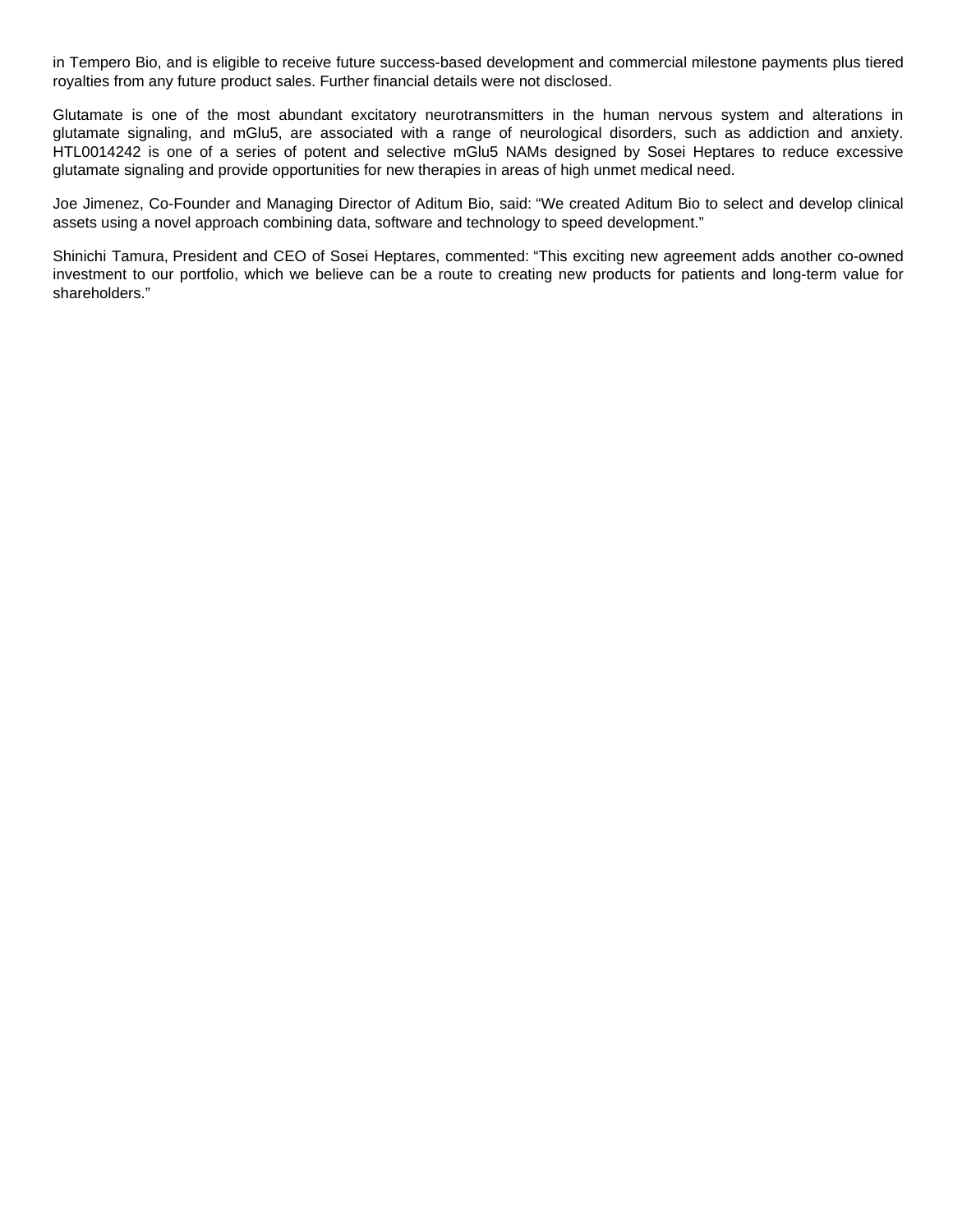in Tempero Bio, and is eligible to receive future success-based development and commercial milestone payments plus tiered royalties from any future product sales. Further financial details were not disclosed.

Glutamate is one of the most abundant excitatory neurotransmitters in the human nervous system and alterations in glutamate signaling, and mGlu5, are associated with a range of neurological disorders, such as addiction and anxiety. HTL0014242 is one of a series of potent and selective mGlu5 NAMs designed by Sosei Heptares to reduce excessive glutamate signaling and provide opportunities for new therapies in areas of high unmet medical need.

Joe Jimenez, Co-Founder and Managing Director of Aditum Bio, said: “We created Aditum Bio to select and develop clinical assets using a novel approach combining data, software and technology to speed development.”

Shinichi Tamura, President and CEO of Sosei Heptares, commented: “This exciting new agreement adds another co-owned investment to our portfolio, which we believe can be a route to creating new products for patients and long-term value for shareholders.”